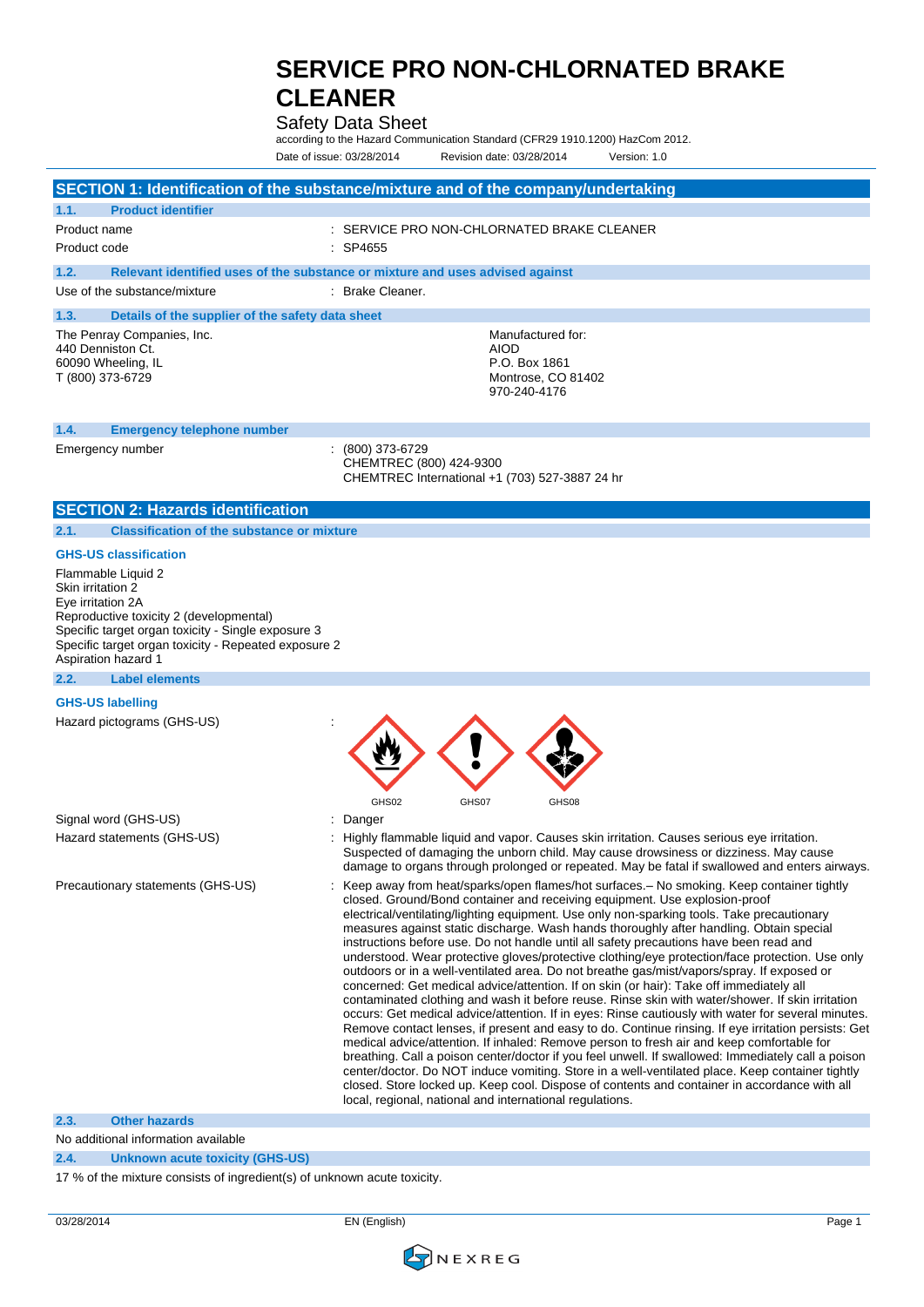# SERVICE PRO NON-CHLORNATED BRAKE CLEANER

Safety Data Sheet

according to the Hazard Communication Standard (CFR29 1910.1200) HazCom 2012.

Date of issue: 03/28/2014 Revision date: 03/28/2014 Version: 1.0

## SECTION 1: Identification of the substance/mixture and of the company/undertaking

### 1.1. Product identifier

Product name : SERVICE PRO NON-CHLORNATED BRAKE CLEANER

Product code : SP4655

### 1.2. Relevant identified uses of the substance or mixture and uses advised against

Use of the substance/mixture : Brake Cleaner.

### 1.3. Details of the supplier of the safety data sheet

The Penray Companies, Inc.
440 Denniston Ct.
60090 Wheeling, IL
T (800) 373-6729

Manufactured for:
AIOD
P.O. Box 1861
Montrose, CO 81402
970-240-4176

### 1.4. Emergency telephone number

Emergency number : (800) 373-6729
CHEMTREC (800) 424-9300
CHEMTREC International +1 (703) 527-3887 24 hr

## SECTION 2: Hazards identification

### 2.1. Classification of the substance or mixture

**GHS-US classification**

Flammable Liquid 2
Skin irritation 2
Eye irritation 2A
Reproductive toxicity 2 (developmental)
Specific target organ toxicity - Single exposure 3
Specific target organ toxicity - Repeated exposure 2
Aspiration hazard 1

### 2.2. Label elements

**GHS-US labelling**

Hazard pictograms (GHS-US) :

GHS02 GHS07 GHS08

Signal word (GHS-US) : Danger

Hazard statements (GHS-US) : Highly flammable liquid and vapor. Causes skin irritation. Causes serious eye irritation. Suspected of damaging the unborn child. May cause drowsiness or dizziness. May cause damage to organs through prolonged or repeated. May be fatal if swallowed and enters airways.

Precautionary statements (GHS-US) : Keep away from heat/sparks/open flames/hot surfaces.– No smoking. Keep container tightly closed. Ground/Bond container and receiving equipment. Use explosion-proof electrical/ventilating/lighting equipment. Use only non-sparking tools. Take precautionary measures against static discharge. Wash hands thoroughly after handling. Obtain special instructions before use. Do not handle until all safety precautions have been read and understood. Wear protective gloves/protective clothing/eye protection/face protection. Use only outdoors or in a well-ventilated area. Do not breathe gas/mist/vapors/spray. If exposed or concerned: Get medical advice/attention. If on skin (or hair): Take off immediately all contaminated clothing and wash it before reuse. Rinse skin with water/shower. If skin irritation occurs: Get medical advice/attention. If in eyes: Rinse cautiously with water for several minutes. Remove contact lenses, if present and easy to do. Continue rinsing. If eye irritation persists: Get medical advice/attention. If inhaled: Remove person to fresh air and keep comfortable for breathing. Call a poison center/doctor if you feel unwell. If swallowed: Immediately call a poison center/doctor. Do NOT induce vomiting. Store in a well-ventilated place. Keep container tightly closed. Store locked up. Keep cool. Dispose of contents and container in accordance with all local, regional, national and international regulations.

### 2.3. Other hazards

No additional information available

### 2.4. Unknown acute toxicity (GHS-US)

17 % of the mixture consists of ingredient(s) of unknown acute toxicity.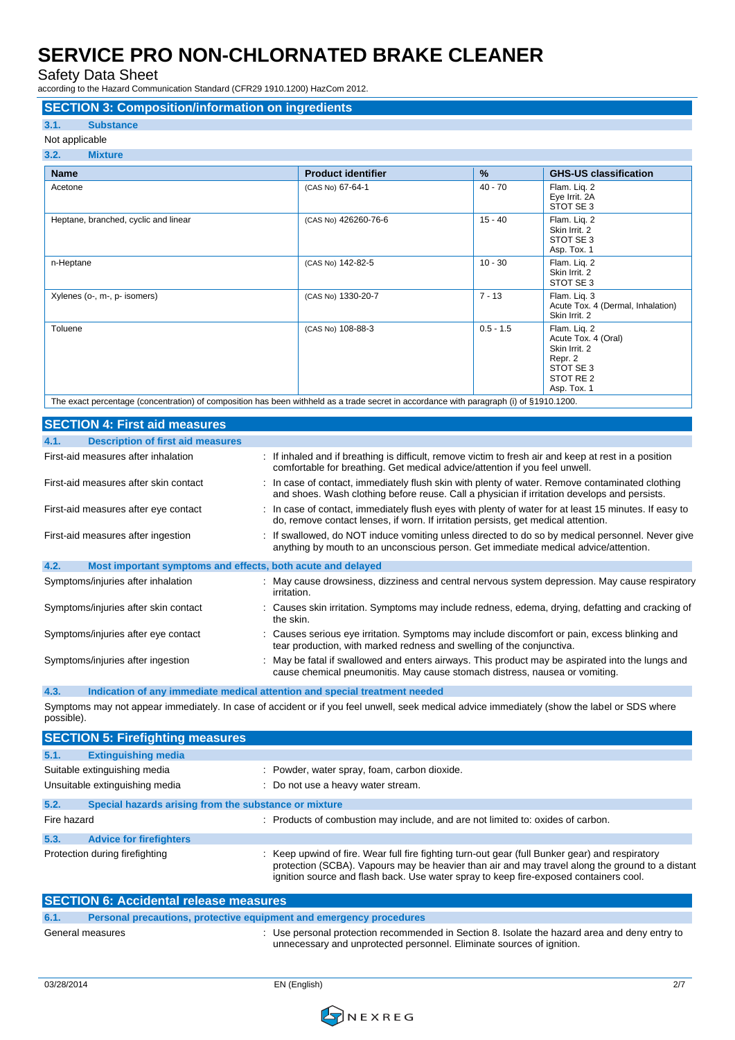# SERVICE PRO NON-CHLORNATED BRAKE CLEANER

Safety Data Sheet

according to the Hazard Communication Standard (CFR29 1910.1200) HazCom 2012.

## SECTION 3: Composition/information on ingredients

### 3.1. Substance

Not applicable

### 3.2. Mixture

| Name | Product identifier | % | GHS-US classification |
|---|---|---|---|
| Acetone | (CAS No) 67-64-1 | 40 - 70 | Flam. Liq. 2<br>Eye Irrit. 2A<br>STOT SE 3 |
| Heptane, branched, cyclic and linear | (CAS No) 426260-76-6 | 15 - 40 | Flam. Liq. 2<br>Skin Irrit. 2<br>STOT SE 3<br>Asp. Tox. 1 |
| n-Heptane | (CAS No) 142-82-5 | 10 - 30 | Flam. Liq. 2<br>Skin Irrit. 2<br>STOT SE 3 |
| Xylenes (o-, m-, p- isomers) | (CAS No) 1330-20-7 | 7 - 13 | Flam. Liq. 3<br>Acute Tox. 4 (Dermal, Inhalation)<br>Skin Irrit. 2 |
| Toluene | (CAS No) 108-88-3 | 0.5 - 1.5 | Flam. Liq. 2<br>Acute Tox. 4 (Oral)<br>Skin Irrit. 2<br>Repr. 2<br>STOT SE 3<br>STOT RE 2<br>Asp. Tox. 1 |

The exact percentage (concentration) of composition has been withheld as a trade secret in accordance with paragraph (i) of §1910.1200.

## SECTION 4: First aid measures

### 4.1. Description of first aid measures

First-aid measures after inhalation : If inhaled and if breathing is difficult, remove victim to fresh air and keep at rest in a position comfortable for breathing. Get medical advice/attention if you feel unwell.

First-aid measures after skin contact : In case of contact, immediately flush skin with plenty of water. Remove contaminated clothing and shoes. Wash clothing before reuse. Call a physician if irritation develops and persists.

First-aid measures after eye contact : In case of contact, immediately flush eyes with plenty of water for at least 15 minutes. If easy to do, remove contact lenses, if worn. If irritation persists, get medical attention.

First-aid measures after ingestion : If swallowed, do NOT induce vomiting unless directed to do so by medical personnel. Never give anything by mouth to an unconscious person. Get immediate medical advice/attention.

### 4.2. Most important symptoms and effects, both acute and delayed

Symptoms/injuries after inhalation : May cause drowsiness, dizziness and central nervous system depression. May cause respiratory irritation.

Symptoms/injuries after skin contact : Causes skin irritation. Symptoms may include redness, edema, drying, defatting and cracking of the skin.

Symptoms/injuries after eye contact : Causes serious eye irritation. Symptoms may include discomfort or pain, excess blinking and tear production, with marked redness and swelling of the conjunctiva.

Symptoms/injuries after ingestion : May be fatal if swallowed and enters airways. This product may be aspirated into the lungs and cause chemical pneumonitis. May cause stomach distress, nausea or vomiting.

### 4.3. Indication of any immediate medical attention and special treatment needed

Symptoms may not appear immediately. In case of accident or if you feel unwell, seek medical advice immediately (show the label or SDS where possible).

## SECTION 5: Firefighting measures

### 5.1. Extinguishing media

Suitable extinguishing media : Powder, water spray, foam, carbon dioxide.

Unsuitable extinguishing media : Do not use a heavy water stream.

### 5.2. Special hazards arising from the substance or mixture

Fire hazard : Products of combustion may include, and are not limited to: oxides of carbon.

### 5.3. Advice for firefighters

Protection during firefighting : Keep upwind of fire. Wear full fire fighting turn-out gear (full Bunker gear) and respiratory protection (SCBA). Vapours may be heavier than air and may travel along the ground to a distant ignition source and flash back. Use water spray to keep fire-exposed containers cool.

## SECTION 6: Accidental release measures

### 6.1. Personal precautions, protective equipment and emergency procedures

General measures : Use personal protection recommended in Section 8. Isolate the hazard area and deny entry to unnecessary and unprotected personnel. Eliminate sources of ignition.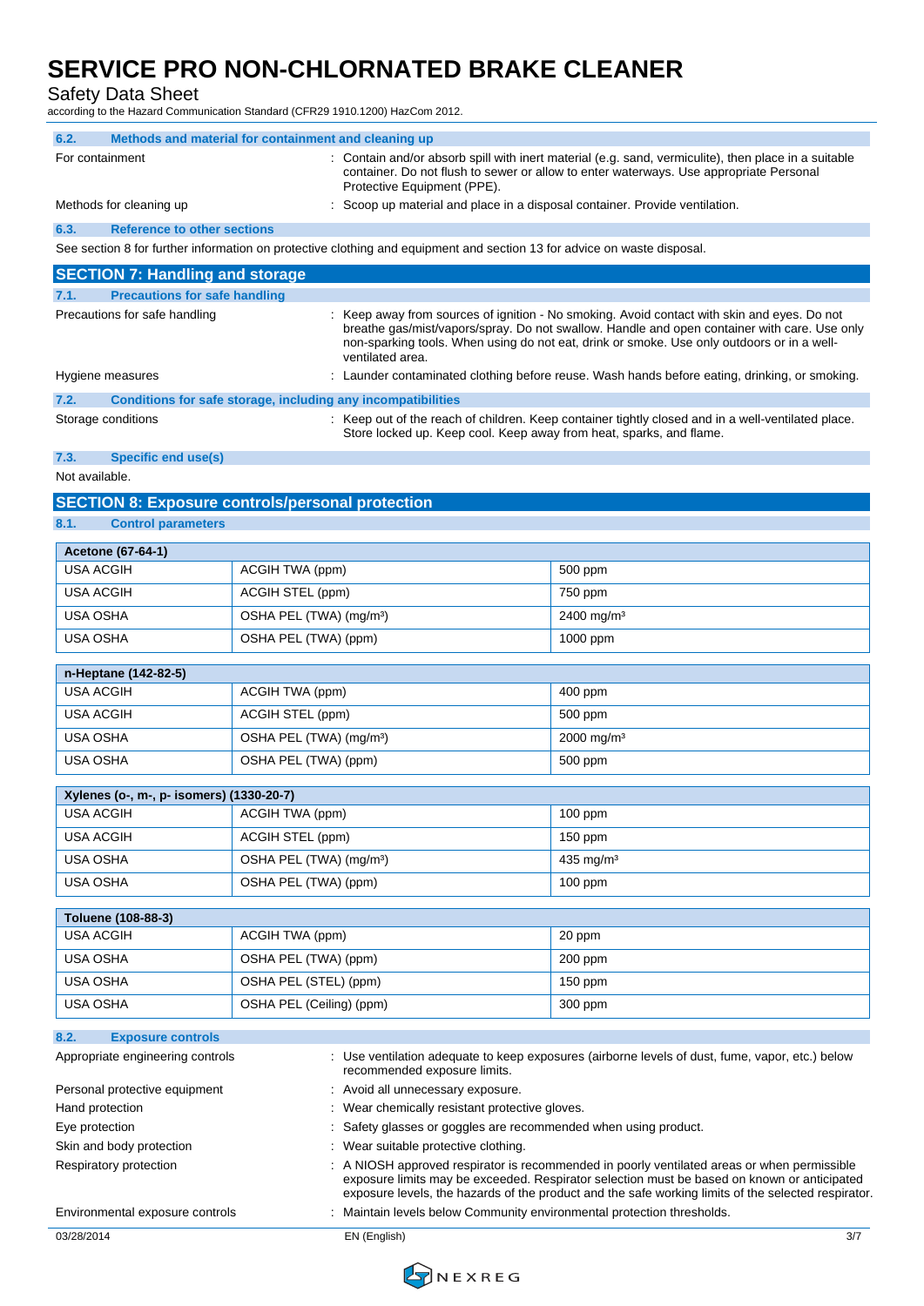### 6.2. Methods and material for containment and cleaning up

For containment : Contain and/or absorb spill with inert material (e.g. sand, vermiculite), then place in a suitable container. Do not flush to sewer or allow to enter waterways. Use appropriate Personal Protective Equipment (PPE).

Methods for cleaning up : Scoop up material and place in a disposal container. Provide ventilation.

### 6.3. Reference to other sections

See section 8 for further information on protective clothing and equipment and section 13 for advice on waste disposal.

## SECTION 7: Handling and storage

### 7.1. Precautions for safe handling

Precautions for safe handling : Keep away from sources of ignition - No smoking. Avoid contact with skin and eyes. Do not breathe gas/mist/vapors/spray. Do not swallow. Handle and open container with care. Use only non-sparking tools. When using do not eat, drink or smoke. Use only outdoors or in a well-ventilated area.

Hygiene measures : Launder contaminated clothing before reuse. Wash hands before eating, drinking, or smoking.

### 7.2. Conditions for safe storage, including any incompatibilities

Storage conditions : Keep out of the reach of children. Keep container tightly closed and in a well-ventilated place. Store locked up. Keep cool. Keep away from heat, sparks, and flame.

### 7.3. Specific end use(s)

Not available.

## SECTION 8: Exposure controls/personal protection

### 8.1. Control parameters

| Acetone (67-64-1) | | |
|---|---|---|
| USA ACGIH | ACGIH TWA (ppm) | 500 ppm |
| USA ACGIH | ACGIH STEL (ppm) | 750 ppm |
| USA OSHA | OSHA PEL (TWA) (mg/m³) | 2400 mg/m³ |
| USA OSHA | OSHA PEL (TWA) (ppm) | 1000 ppm |

| n-Heptane (142-82-5) | | |
|---|---|---|
| USA ACGIH | ACGIH TWA (ppm) | 400 ppm |
| USA ACGIH | ACGIH STEL (ppm) | 500 ppm |
| USA OSHA | OSHA PEL (TWA) (mg/m³) | 2000 mg/m³ |
| USA OSHA | OSHA PEL (TWA) (ppm) | 500 ppm |

| Xylenes (o-, m-, p- isomers) (1330-20-7) | | |
|---|---|---|
| USA ACGIH | ACGIH TWA (ppm) | 100 ppm |
| USA ACGIH | ACGIH STEL (ppm) | 150 ppm |
| USA OSHA | OSHA PEL (TWA) (mg/m³) | 435 mg/m³ |
| USA OSHA | OSHA PEL (TWA) (ppm) | 100 ppm |

| Toluene (108-88-3) | | |
|---|---|---|
| USA ACGIH | ACGIH TWA (ppm) | 20 ppm |
| USA OSHA | OSHA PEL (TWA) (ppm) | 200 ppm |
| USA OSHA | OSHA PEL (STEL) (ppm) | 150 ppm |
| USA OSHA | OSHA PEL (Ceiling) (ppm) | 300 ppm |

### 8.2. Exposure controls

Appropriate engineering controls : Use ventilation adequate to keep exposures (airborne levels of dust, fume, vapor, etc.) below recommended exposure limits.

Personal protective equipment : Avoid all unnecessary exposure.

Hand protection : Wear chemically resistant protective gloves.

Eye protection : Safety glasses or goggles are recommended when using product.

Skin and body protection : Wear suitable protective clothing.

Respiratory protection : A NIOSH approved respirator is recommended in poorly ventilated areas or when permissible exposure limits may be exceeded. Respirator selection must be based on known or anticipated exposure levels, the hazards of the product and the safe working limits of the selected respirator.

Environmental exposure controls : Maintain levels below Community environmental protection thresholds.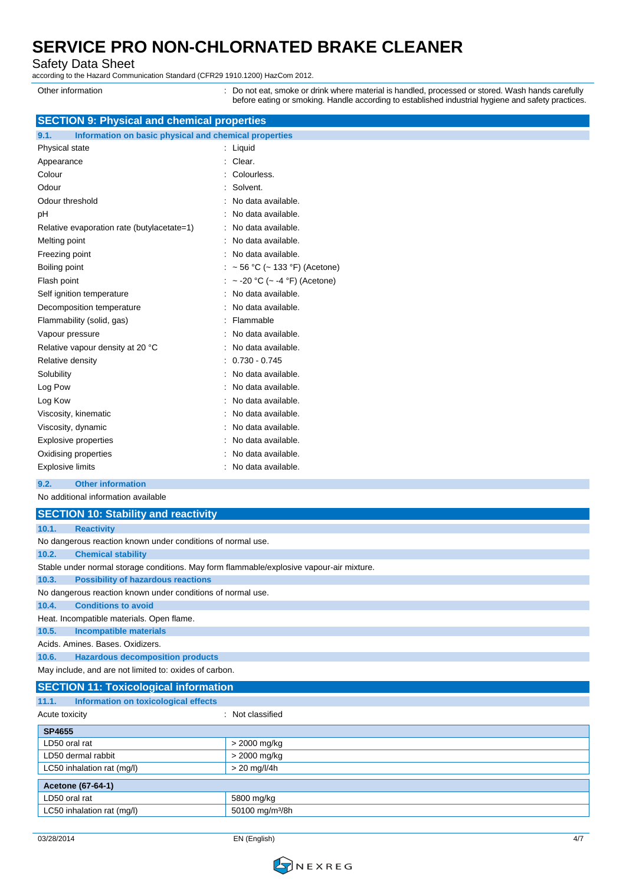| | |
|---|---|
| Other information | : Do not eat, smoke or drink where material is handled, processed or stored. Wash hands carefully before eating or smoking. Handle according to established industrial hygiene and safety practices. |

## SECTION 9: Physical and chemical properties

### 9.1. Information on basic physical and chemical properties

| | |
|---|---|
| Physical state | : Liquid |
| Appearance | : Clear. |
| Colour | : Colourless. |
| Odour | : Solvent. |
| Odour threshold | : No data available. |
| pH | : No data available. |
| Relative evaporation rate (butylacetate=1) | : No data available. |
| Melting point | : No data available. |
| Freezing point | : No data available. |
| Boiling point | : ~ 56 °C (~ 133 °F) (Acetone) |
| Flash point | : ~ -20 °C (~ -4 °F) (Acetone) |
| Self ignition temperature | : No data available. |
| Decomposition temperature | : No data available. |
| Flammability (solid, gas) | : Flammable |
| Vapour pressure | : No data available. |
| Relative vapour density at 20 °C | : No data available. |
| Relative density | : 0.730 - 0.745 |
| Solubility | : No data available. |
| Log Pow | : No data available. |
| Log Kow | : No data available. |
| Viscosity, kinematic | : No data available. |
| Viscosity, dynamic | : No data available. |
| Explosive properties | : No data available. |
| Oxidising properties | : No data available. |
| Explosive limits | : No data available. |

### 9.2. Other information

No additional information available

## SECTION 10: Stability and reactivity

### 10.1. Reactivity

No dangerous reaction known under conditions of normal use.

### 10.2. Chemical stability

Stable under normal storage conditions. May form flammable/explosive vapour-air mixture.

### 10.3. Possibility of hazardous reactions

No dangerous reaction known under conditions of normal use.

### 10.4. Conditions to avoid

Heat. Incompatible materials. Open flame.

### 10.5. Incompatible materials

Acids. Amines. Bases. Oxidizers.

### 10.6. Hazardous decomposition products

May include, and are not limited to: oxides of carbon.

## SECTION 11: Toxicological information

### 11.1. Information on toxicological effects

Acute toxicity : Not classified

| SP4655 | |
|---|---|
| LD50 oral rat | > 2000 mg/kg |
| LD50 dermal rabbit | > 2000 mg/kg |
| LC50 inhalation rat (mg/l) | > 20 mg/l/4h |

| Acetone (67-64-1) | |
|---|---|
| LD50 oral rat | 5800 mg/kg |
| LC50 inhalation rat (mg/l) | 50100 mg/m³/8h |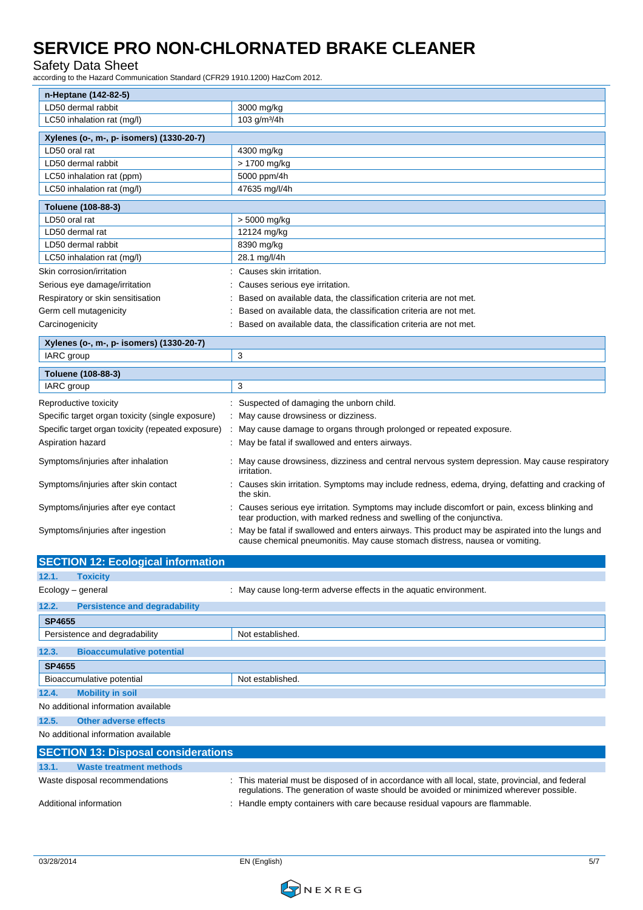| n-Heptane (142-82-5) | |
|---|---|
| LD50 dermal rabbit | 3000 mg/kg |
| LC50 inhalation rat (mg/l) | 103 g/m³/4h |

| Xylenes (o-, m-, p- isomers) (1330-20-7) | |
|---|---|
| LD50 oral rat | 4300 mg/kg |
| LD50 dermal rabbit | > 1700 mg/kg |
| LC50 inhalation rat (ppm) | 5000 ppm/4h |
| LC50 inhalation rat (mg/l) | 47635 mg/l/4h |

| Toluene (108-88-3) | |
|---|---|
| LD50 oral rat | > 5000 mg/kg |
| LD50 dermal rat | 12124 mg/kg |
| LD50 dermal rabbit | 8390 mg/kg |
| LC50 inhalation rat (mg/l) | 28.1 mg/l/4h |

Skin corrosion/irritation : Causes skin irritation.

Serious eye damage/irritation : Causes serious eye irritation.

Respiratory or skin sensitisation : Based on available data, the classification criteria are not met.

Germ cell mutagenicity : Based on available data, the classification criteria are not met.

Carcinogenicity : Based on available data, the classification criteria are not met.

| Xylenes (o-, m-, p- isomers) (1330-20-7) | |
|---|---|
| IARC group | 3 |

| Toluene (108-88-3) | |
|---|---|
| IARC group | 3 |

Reproductive toxicity : Suspected of damaging the unborn child.

Specific target organ toxicity (single exposure) : May cause drowsiness or dizziness.

Specific target organ toxicity (repeated exposure) : May cause damage to organs through prolonged or repeated exposure.

Aspiration hazard : May be fatal if swallowed and enters airways.

Symptoms/injuries after inhalation : May cause drowsiness, dizziness and central nervous system depression. May cause respiratory irritation.

Symptoms/injuries after skin contact : Causes skin irritation. Symptoms may include redness, edema, drying, defatting and cracking of the skin.

Symptoms/injuries after eye contact : Causes serious eye irritation. Symptoms may include discomfort or pain, excess blinking and tear production, with marked redness and swelling of the conjunctiva.

Symptoms/injuries after ingestion : May be fatal if swallowed and enters airways. This product may be aspirated into the lungs and cause chemical pneumonitis. May cause stomach distress, nausea or vomiting.

## SECTION 12: Ecological information

### 12.1. Toxicity

Ecology – general : May cause long-term adverse effects in the aquatic environment.

### 12.2. Persistence and degradability

| SP4655 | |
|---|---|
| Persistence and degradability | Not established. |

### 12.3. Bioaccumulative potential

| SP4655 | |
|---|---|
| Bioaccumulative potential | Not established. |

### 12.4. Mobility in soil

No additional information available

### 12.5. Other adverse effects

No additional information available

## SECTION 13: Disposal considerations

### 13.1. Waste treatment methods

Waste disposal recommendations : This material must be disposed of in accordance with all local, state, provincial, and federal regulations. The generation of waste should be avoided or minimized wherever possible.

Additional information : Handle empty containers with care because residual vapours are flammable.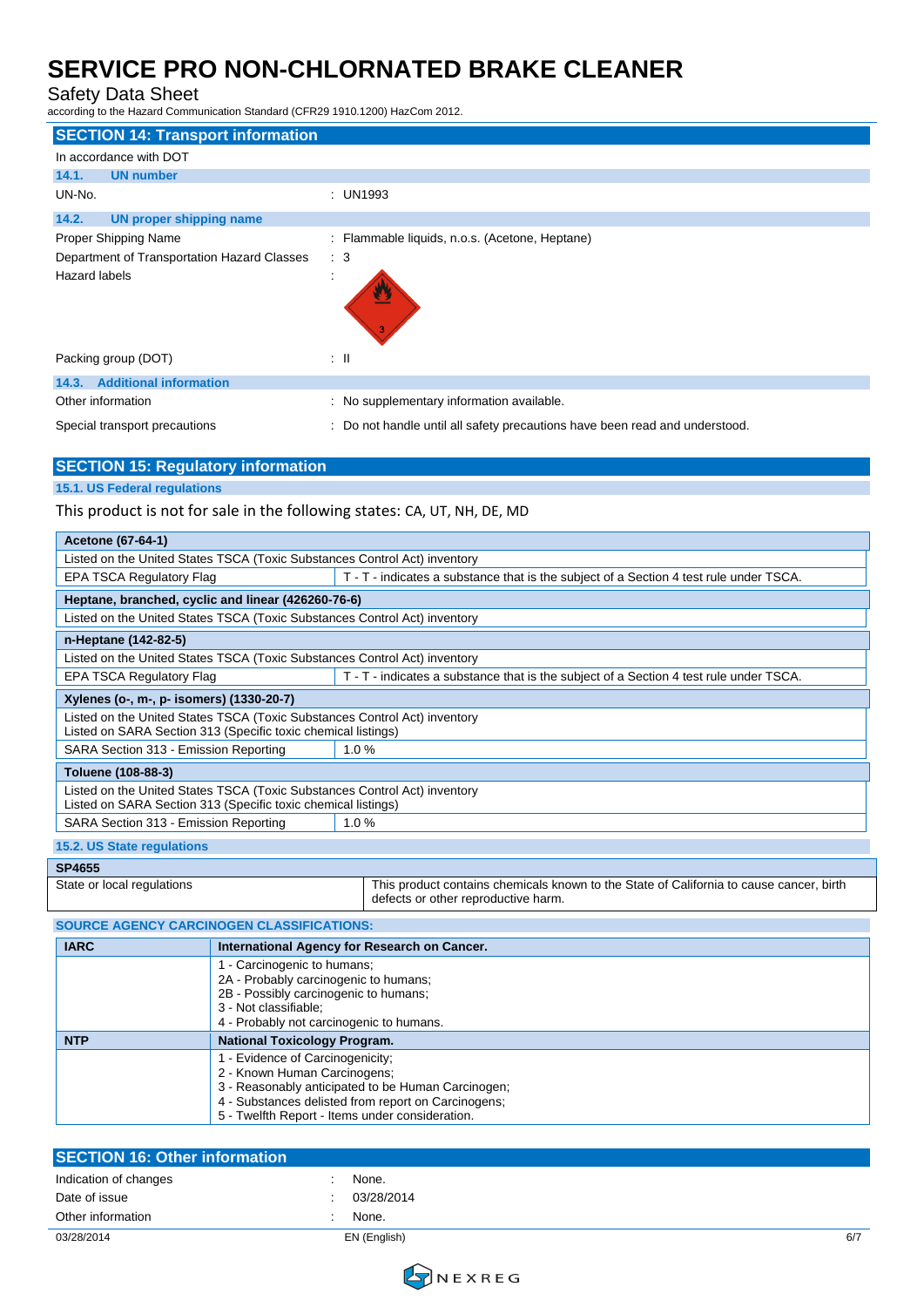# SERVICE PRO NON-CHLORNATED BRAKE CLEANER

Safety Data Sheet

according to the Hazard Communication Standard (CFR29 1910.1200) HazCom 2012.

## SECTION 14: Transport information

In accordance with DOT

### 14.1. UN number

| | |
|---|---|
| UN-No. | : UN1993 |

### 14.2. UN proper shipping name

| | |
|---|---|
| Proper Shipping Name | : Flammable liquids, n.o.s. (Acetone, Heptane) |
| Department of Transportation Hazard Classes | : 3 |
| Hazard labels | : |
| Packing group (DOT) | : II |

### 14.3. Additional information

| | |
|---|---|
| Other information | : No supplementary information available. |
| Special transport precautions | : Do not handle until all safety precautions have been read and understood. |

## SECTION 15: Regulatory information

### 15.1. US Federal regulations

This product is not for sale in the following states: CA, UT, NH, DE, MD

| Acetone (67-64-1) | |
|---|---|
| Listed on the United States TSCA (Toxic Substances Control Act) inventory | |
| EPA TSCA Regulatory Flag | T - T - indicates a substance that is the subject of a Section 4 test rule under TSCA. |

| Heptane, branched, cyclic and linear (426260-76-6) |
|---|
| Listed on the United States TSCA (Toxic Substances Control Act) inventory |

| n-Heptane (142-82-5) | |
|---|---|
| Listed on the United States TSCA (Toxic Substances Control Act) inventory | |
| EPA TSCA Regulatory Flag | T - T - indicates a substance that is the subject of a Section 4 test rule under TSCA. |

| Xylenes (o-, m-, p- isomers) (1330-20-7) | |
|---|---|
| Listed on the United States TSCA (Toxic Substances Control Act) inventory<br>Listed on SARA Section 313 (Specific toxic chemical listings) | |
| SARA Section 313 - Emission Reporting | 1.0 % |

| Toluene (108-88-3) | |
|---|---|
| Listed on the United States TSCA (Toxic Substances Control Act) inventory<br>Listed on SARA Section 313 (Specific toxic chemical listings) | |
| SARA Section 313 - Emission Reporting | 1.0 % |

### 15.2. US State regulations

| SP4655 | |
|---|---|
| State or local regulations | This product contains chemicals known to the State of California to cause cancer, birth defects or other reproductive harm. |

**SOURCE AGENCY CARCINOGEN CLASSIFICATIONS:**

| IARC | International Agency for Research on Cancer. |
|---|---|
| | 1 - Carcinogenic to humans;<br>2A - Probably carcinogenic to humans;<br>2B - Possibly carcinogenic to humans;<br>3 - Not classifiable;<br>4 - Probably not carcinogenic to humans. |
| **NTP** | **National Toxicology Program.** |
| | 1 - Evidence of Carcinogenicity;<br>2 - Known Human Carcinogens;<br>3 - Reasonably anticipated to be Human Carcinogen;<br>4 - Substances delisted from report on Carcinogens;<br>5 - Twelfth Report - Items under consideration. |

## SECTION 16: Other information

| | |
|---|---|
| Indication of changes | : None. |
| Date of issue | : 03/28/2014 |
| Other information | : None. |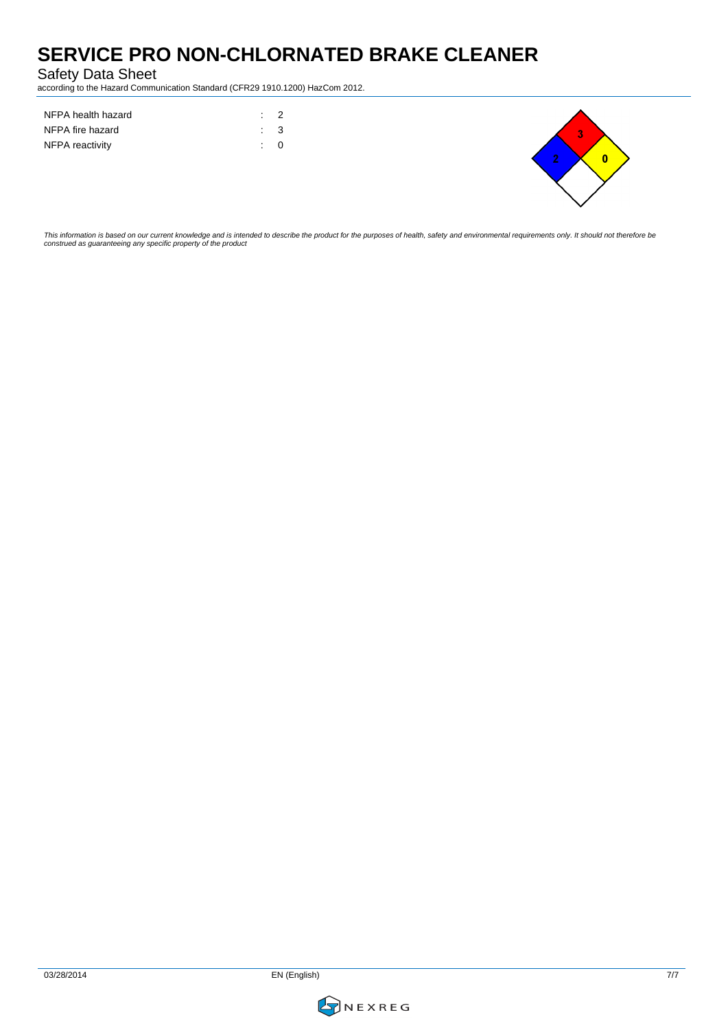NFPA health hazard : 2

NFPA fire hazard : 3

NFPA reactivity : 0

3

2

0

*This information is based on our current knowledge and is intended to describe the product for the purposes of health, safety and environmental requirements only. It should not therefore be construed as guaranteeing any specific property of the product*